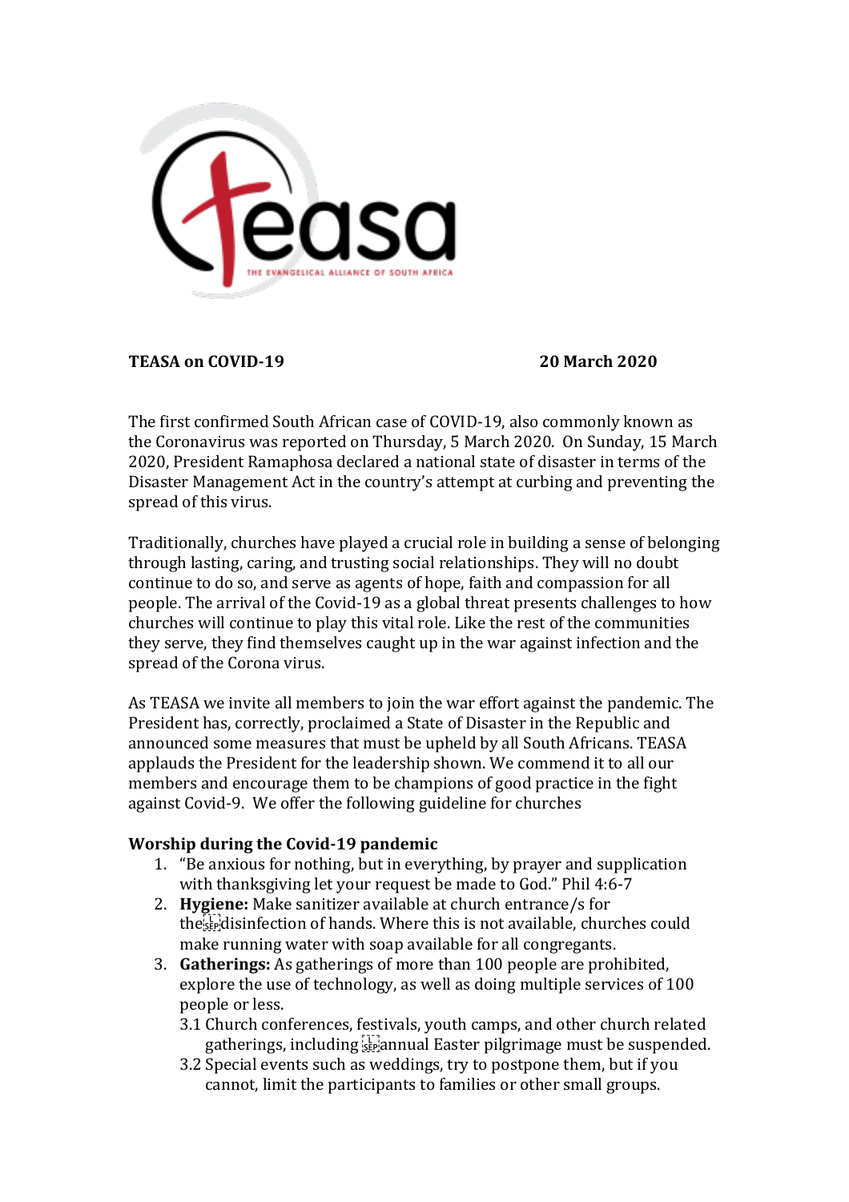**TEASA on COVID-19** **20 March 2020**

The first confirmed South African case of COVID-19, also commonly known as the Coronavirus was reported on Thursday, 5 March 2020. On Sunday, 15 March 2020, President Ramaphosa declared a national state of disaster in terms of the Disaster Management Act in the country's attempt at curbing and preventing the spread of this virus.

Traditionally, churches have played a crucial role in building a sense of belonging through lasting, caring, and trusting social relationships. They will no doubt continue to do so, and serve as agents of hope, faith and compassion for all people. The arrival of the Covid-19 as a global threat presents challenges to how churches will continue to play this vital role. Like the rest of the communities they serve, they find themselves caught up in the war against infection and the spread of the Corona virus.

As TEASA we invite all members to join the war effort against the pandemic. The President has, correctly, proclaimed a State of Disaster in the Republic and announced some measures that must be upheld by all South Africans. TEASA applauds the President for the leadership shown. We commend it to all our members and encourage them to be champions of good practice in the fight against Covid-9. We offer the following guideline for churches

**Worship during the Covid-19 pandemic**

1. "Be anxious for nothing, but in everything, by prayer and supplication with thanksgiving let your request be made to God." Phil 4:6-7
2. **Hygiene:** Make sanitizer available at church entrance/s for the disinfection of hands. Where this is not available, churches could make running water with soap available for all congregants.
3. **Gatherings:** As gatherings of more than 100 people are prohibited, explore the use of technology, as well as doing multiple services of 100 people or less.
   3.1 Church conferences, festivals, youth camps, and other church related gatherings, including annual Easter pilgrimage must be suspended.
   3.2 Special events such as weddings, try to postpone them, but if you cannot, limit the participants to families or other small groups.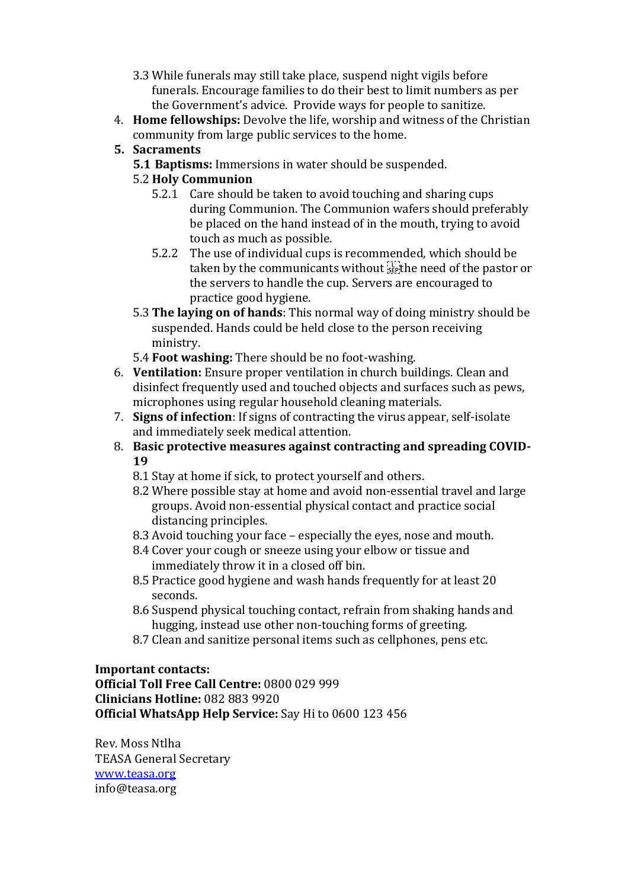3.3 While funerals may still take place, suspend night vigils before funerals. Encourage families to do their best to limit numbers as per the Government's advice. Provide ways for people to sanitize.

4. **Home fellowships:** Devolve the life, worship and witness of the Christian community from large public services to the home.
5. **Sacraments**
   - **5.1 Baptisms:** Immersions in water should be suspended.
   - 5.2 **Holy Communion**
     - 5.2.1 Care should be taken to avoid touching and sharing cups during Communion. The Communion wafers should preferably be placed on the hand instead of in the mouth, trying to avoid touch as much as possible.
     - 5.2.2 The use of individual cups is recommended, which should be taken by the communicants without the need of the pastor or the servers to handle the cup. Servers are encouraged to practice good hygiene.
   - 5.3 **The laying on of hands**: This normal way of doing ministry should be suspended. Hands could be held close to the person receiving ministry.
   - 5.4 **Foot washing:** There should be no foot-washing.
6. **Ventilation:** Ensure proper ventilation in church buildings. Clean and disinfect frequently used and touched objects and surfaces such as pews, microphones using regular household cleaning materials.
7. **Signs of infection**: If signs of contracting the virus appear, self-isolate and immediately seek medical attention.
8. **Basic protective measures against contracting and spreading COVID-19**
   - 8.1 Stay at home if sick, to protect yourself and others.
   - 8.2 Where possible stay at home and avoid non-essential travel and large groups. Avoid non-essential physical contact and practice social distancing principles.
   - 8.3 Avoid touching your face – especially the eyes, nose and mouth.
   - 8.4 Cover your cough or sneeze using your elbow or tissue and immediately throw it in a closed off bin.
   - 8.5 Practice good hygiene and wash hands frequently for at least 20 seconds.
   - 8.6 Suspend physical touching contact, refrain from shaking hands and hugging, instead use other non-touching forms of greeting.
   - 8.7 Clean and sanitize personal items such as cellphones, pens etc.

**Important contacts:**
**Official Toll Free Call Centre:** 0800 029 999
**Clinicians Hotline:** 082 883 9920
**Official WhatsApp Help Service:** Say Hi to 0600 123 456

Rev. Moss Ntlha
TEASA General Secretary
www.teasa.org
info@teasa.org